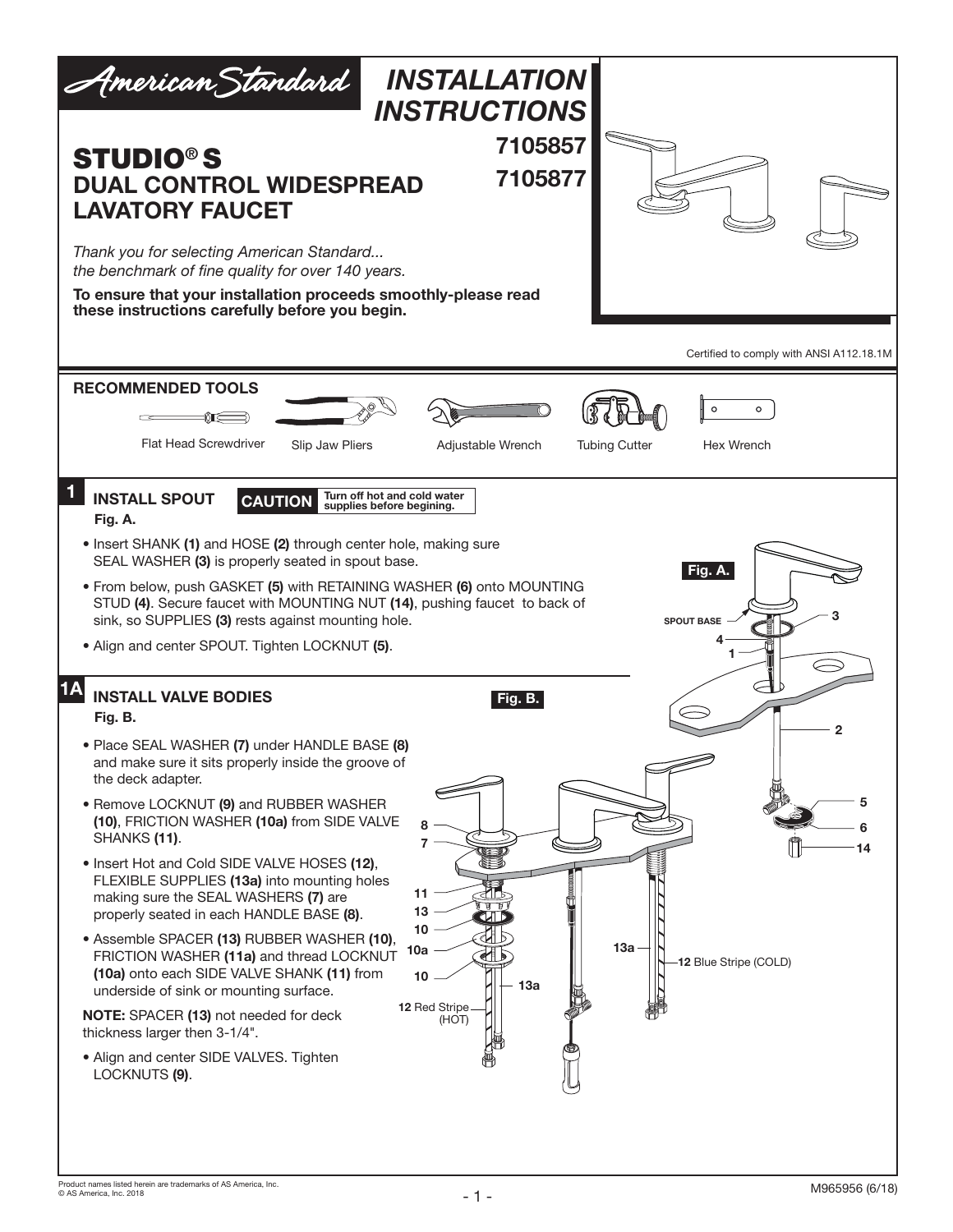# INSTALLATION INSTRUCTIONS

**7105857**

**7105877**

## STUDIO® S DUAL CONTROL WIDESPREAD LAVATORY FAUCET

*Thank you for selecting American Standard... the benchmark of fine quality for over 140 years.*

**To ensure that your installation proceeds smoothly-please read these instructions carefully before you begin.**

Certified to comply with ANSI A112.18.1M

### RECOMMENDED TOOLS

Flat Head Screwdriver, Slip Jaw Pliers, Adjustable Wrench, Tubing Cutter, Hex Wrench

### 1 INSTALL SPOUT

**CAUTION** Turn off hot and cold water supplies before begining.

**Fig. A.**

- Insert SHANK **(1)** and HOSE **(2)** through center hole, making sure SEAL WASHER **(3)** is properly seated in spout base.
- From below, push GASKET **(5)** with RETAINING WASHER **(6)** onto MOUNTING STUD **(4)**. Secure faucet with MOUNTING NUT **(14)**, pushing faucet to back of sink, so SUPPLIES **(3)** rests against mounting hole.
- Align and center SPOUT. Tighten LOCKNUT **(5)**.

Fig. A. — SPOUT BASE, 3, 4, 1, 2, 5, 6, 14

### 1A INSTALL VALVE BODIES

**Fig. B.**

- Place SEAL WASHER **(7)** under HANDLE BASE **(8)** and make sure it sits properly inside the groove of the deck adapter.
- Remove LOCKNUT **(9)** and RUBBER WASHER **(10)**, FRICTION WASHER **(10a)** from SIDE VALVE SHANKS **(11)**.
- Insert Hot and Cold SIDE VALVE HOSES **(12)**, FLEXIBLE SUPPLIES **(13a)** into mounting holes making sure the SEAL WASHERS **(7)** are properly seated in each HANDLE BASE **(8)**.
- Assemble SPACER **(13)** RUBBER WASHER **(10)**, FRICTION WASHER **(11a)** and thread LOCKNUT **(10a)** onto each SIDE VALVE SHANK **(11)** from underside of sink or mounting surface.

**NOTE:** SPACER **(13)** not needed for deck thickness larger then 3-1/4".

- Align and center SIDE VALVES. Tighten LOCKNUTS **(9)**.

Fig. B. — 8, 7, 11, 13, 10, 10a, 10, 13a, 13a, **12** Red Stripe (HOT), **12** Blue Stripe (COLD)

Product names listed herein are trademarks of AS America, Inc.
© AS America, Inc. 2018

M965956 (6/18)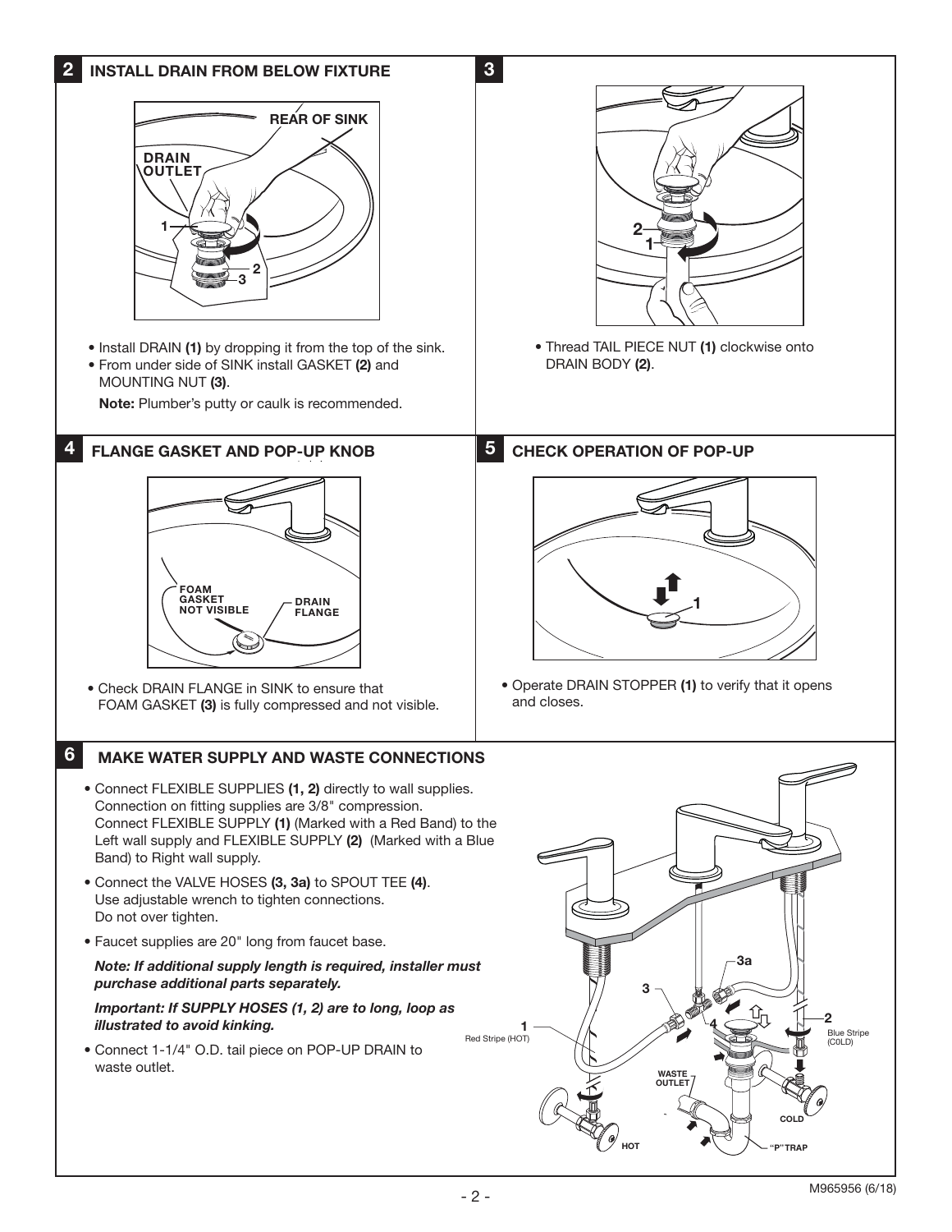## 2 INSTALL DRAIN FROM BELOW FIXTURE

REAR OF SINK

DRAIN OUTLET

- Install DRAIN **(1)** by dropping it from the top of the sink.
- From under side of SINK install GASKET **(2)** and MOUNTING NUT **(3)**.

**Note:** Plumber's putty or caulk is recommended.

## 3

- Thread TAIL PIECE NUT **(1)** clockwise onto DRAIN BODY **(2)**.

## 4 FLANGE GASKET AND POP-UP KNOB

FOAM GASKET NOT VISIBLE

DRAIN FLANGE

- Check DRAIN FLANGE in SINK to ensure that FOAM GASKET **(3)** is fully compressed and not visible.

## 5 CHECK OPERATION OF POP-UP

- Operate DRAIN STOPPER **(1)** to verify that it opens and closes.

## 6 MAKE WATER SUPPLY AND WASTE CONNECTIONS

- Connect FLEXIBLE SUPPLIES **(1, 2)** directly to wall supplies. Connection on fitting supplies are 3/8" compression. Connect FLEXIBLE SUPPLY **(1)** (Marked with a Red Band) to the Left wall supply and FLEXIBLE SUPPLY **(2)** (Marked with a Blue Band) to Right wall supply.
- Connect the VALVE HOSES **(3, 3a)** to SPOUT TEE **(4)**. Use adjustable wrench to tighten connections. Do not over tighten.
- Faucet supplies are 20" long from faucet base.

***Note: If additional supply length is required, installer must purchase additional parts separately.***

***Important: If SUPPLY HOSES (1, 2) are to long, loop as illustrated to avoid kinking.***

- Connect 1-1/4" O.D. tail piece on POP-UP DRAIN to waste outlet.

1 Red Stripe (HOT)

2 Blue Stripe (COLD)

WASTE OUTLET

HOT

COLD

"P" TRAP

M965956 (6/18)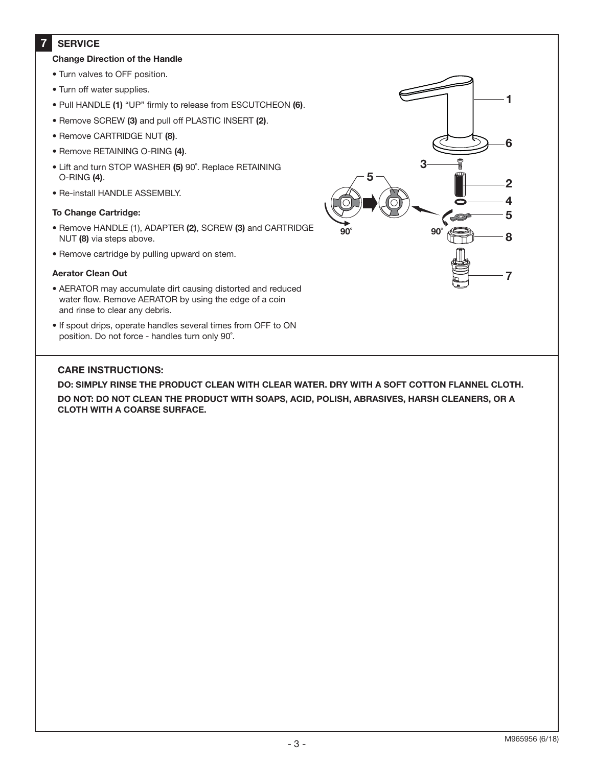## 7 SERVICE

### Change Direction of the Handle

- Turn valves to OFF position.
- Turn off water supplies.
- Pull HANDLE **(1)** "UP" firmly to release from ESCUTCHEON **(6)**.
- Remove SCREW **(3)** and pull off PLASTIC INSERT **(2)**.
- Remove CARTRIDGE NUT **(8)**.
- Remove RETAINING O-RING **(4)**.
- Lift and turn STOP WASHER **(5)** 90˚. Replace RETAINING O-RING **(4)**.
- Re-install HANDLE ASSEMBLY.

### To Change Cartridge:

- Remove HANDLE (1), ADAPTER **(2)**, SCREW **(3)** and CARTRIDGE NUT **(8)** via steps above.
- Remove cartridge by pulling upward on stem.

### Aerator Clean Out

- AERATOR may accumulate dirt causing distorted and reduced water flow. Remove AERATOR by using the edge of a coin and rinse to clear any debris.
- If spout drips, operate handles several times from OFF to ON position. Do not force - handles turn only 90˚.

### CARE INSTRUCTIONS:

**DO: SIMPLY RINSE THE PRODUCT CLEAN WITH CLEAR WATER. DRY WITH A SOFT COTTON FLANNEL CLOTH.**

**DO NOT: DO NOT CLEAN THE PRODUCT WITH SOAPS, ACID, POLISH, ABRASIVES, HARSH CLEANERS, OR A CLOTH WITH A COARSE SURFACE.**

M965956 (6/18)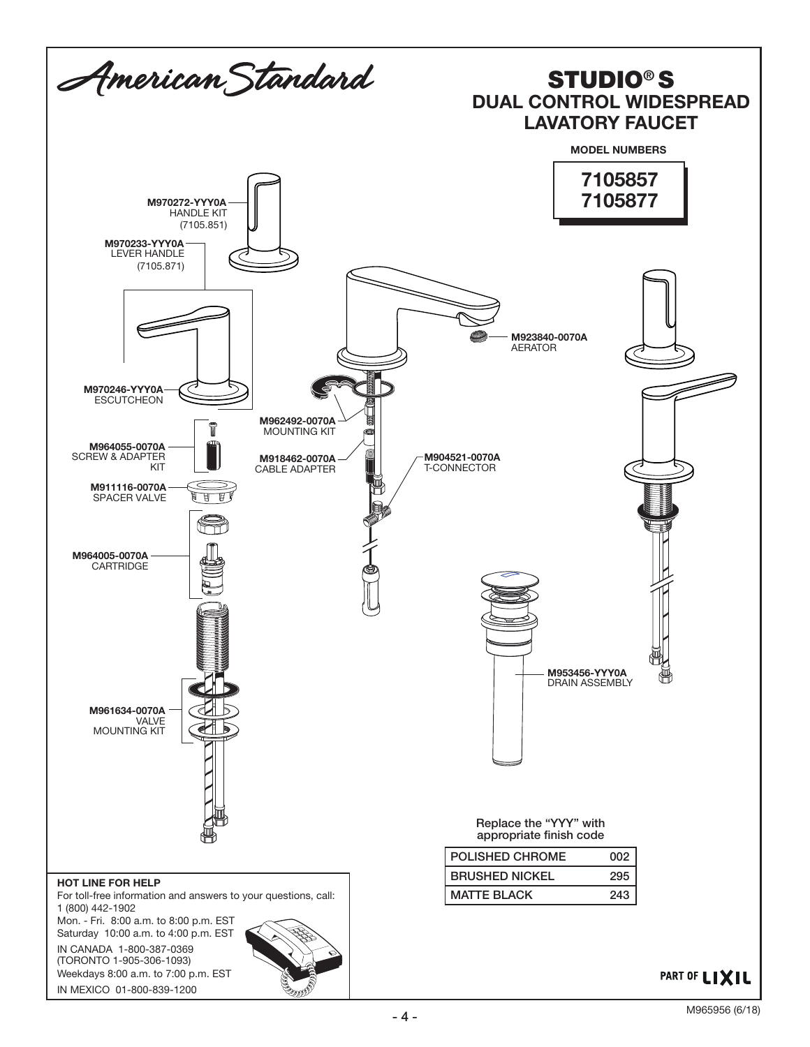# American Standard

## STUDIO® S
## DUAL CONTROL WIDESPREAD LAVATORY FAUCET

**MODEL NUMBERS**

**7105857**
**7105877**

**M970272-YYY0A**
HANDLE KIT
(7105.851)

**M970233-YYY0A**
LEVER HANDLE
(7105.871)

**M970246-YYY0A**
ESCUTCHEON

**M964055-0070A**
SCREW & ADAPTER KIT

**M911116-0070A**
SPACER VALVE

**M964005-0070A**
CARTRIDGE

**M961634-0070A**
VALVE MOUNTING KIT

**M962492-0070A**
MOUNTING KIT

**M918462-0070A**
CABLE ADAPTER

**M904521-0070A**
T-CONNECTOR

**M923840-0070A**
AERATOR

**M953456-YYY0A**
DRAIN ASSEMBLY

Replace the "YYY" with appropriate finish code

| | |
|---|---|
| POLISHED CHROME | 002 |
| BRUSHED NICKEL | 295 |
| MATTE BLACK | 243 |

**HOT LINE FOR HELP**
For toll-free information and answers to your questions, call:
1 (800) 442-1902
Mon. - Fri. 8:00 a.m. to 8:00 p.m. EST
Saturday 10:00 a.m. to 4:00 p.m. EST
IN CANADA 1-800-387-0369
(TORONTO 1-905-306-1093)
Weekdays 8:00 a.m. to 7:00 p.m. EST
IN MEXICO 01-800-839-1200

PART OF LIXIL

M965956 (6/18)